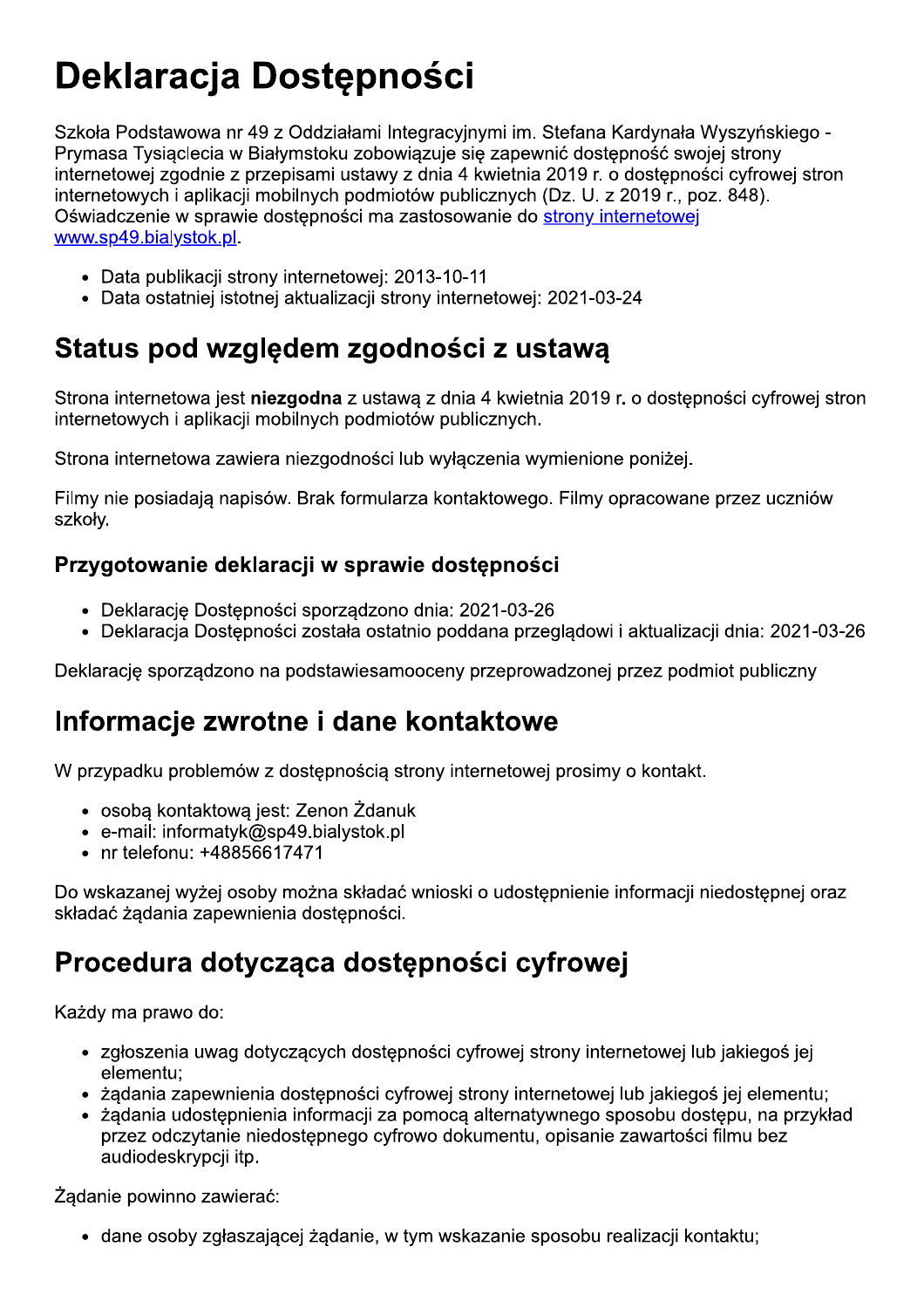# Deklaracja Dostępności

Szkoła Podstawowa nr 49 z Oddziałami Integracyjnymi im. Stefana Kardynała Wyszyńskiego - Prymasa Tysiąclecia w Białymstoku zobowiązuje się zapewnić dostępność swojej strony internetowej zgodnie z przepisami ustawy z dnia 4 kwietnia 2019 r. o dostępności cyfrowej stron internetowych i aplikacji mobilnych podmiotów publicznych (Dz. U. z 2019 r., poz. 848). Oświadczenie w sprawie dostępności ma zastosowanie do [strony internetowej www.sp49.bialystok.pl](www.sp49.bialystok.pl).

- Data publikacji strony internetowej: 2013-10-11
- Data ostatniej istotnej aktualizacji strony internetowej: 2021-03-24

## Status pod względem zgodności z ustawą

Strona internetowa jest **niezgodna** z ustawą z dnia 4 kwietnia 2019 r. o dostępności cyfrowej stron internetowych i aplikacji mobilnych podmiotów publicznych.

Strona internetowa zawiera niezgodności lub wyłączenia wymienione poniżej.

Filmy nie posiadają napisów. Brak formularza kontaktowego. Filmy opracowane przez uczniów szkoły.

### Przygotowanie deklaracji w sprawie dostępności

- Deklarację Dostępności sporządzono dnia: 2021-03-26
- Deklaracja Dostępności została ostatnio poddana przeglądowi i aktualizacji dnia: 2021-03-26

Deklarację sporządzono na podstawiesamooceny przeprowadzonej przez podmiot publiczny

## Informacje zwrotne i dane kontaktowe

W przypadku problemów z dostępnością strony internetowej prosimy o kontakt.

- osobą kontaktową jest: Zenon Żdanuk
- e-mail: informatyk@sp49.bialystok.pl
- nr telefonu: +48856617471

Do wskazanej wyżej osoby można składać wnioski o udostępnienie informacji niedostępnej oraz składać żądania zapewnienia dostępności.

## Procedura dotycząca dostępności cyfrowej

Każdy ma prawo do:

- zgłoszenia uwag dotyczących dostępności cyfrowej strony internetowej lub jakiegoś jej elementu;
- żądania zapewnienia dostępności cyfrowej strony internetowej lub jakiegoś jej elementu;
- żądania udostępnienia informacji za pomocą alternatywnego sposobu dostępu, na przykład przez odczytanie niedostępnego cyfrowo dokumentu, opisanie zawartości filmu bez audiodeskrypcji itp.

Żądanie powinno zawierać:

- dane osoby zgłaszającej żądanie, w tym wskazanie sposobu realizacji kontaktu;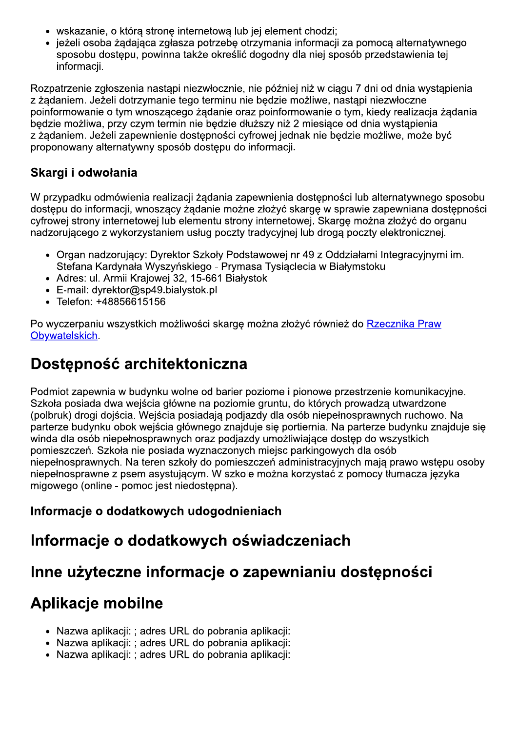- wskazanie, o którą stronę internetową lub jej element chodzi;
- jeżeli osoba żądająca zgłasza potrzebę otrzymania informacji za pomocą alternatywnego sposobu dostępu, powinna także określić dogodny dla niej sposób przedstawienia tej informacji.

Rozpatrzenie zgłoszenia nastąpi niezwłocznie, nie później niż w ciągu 7 dni od dnia wystąpienia z żądaniem. Jeżeli dotrzymanie tego terminu nie będzie możliwe, nastąpi niezwłoczne poinformowanie o tym wnoszącego żądanie oraz poinformowanie o tym, kiedy realizacja żądania będzie możliwa, przy czym termin nie będzie dłuższy niż 2 miesiące od dnia wystąpienia z żądaniem. Jeżeli zapewnienie dostępności cyfrowej jednak nie będzie możliwe, może być proponowany alternatywny sposób dostępu do informacji.

### Skargi i odwołania

W przypadku odmówienia realizacji żądania zapewnienia dostępności lub alternatywnego sposobu dostępu do informacji, wnoszący żądanie możne złożyć skargę w sprawie zapewniana dostępności cyfrowej strony internetowej lub elementu strony internetowej. Skargę można złożyć do organu nadzorującego z wykorzystaniem usług poczty tradycyjnej lub drogą poczty elektronicznej.

- Organ nadzorujący: Dyrektor Szkoły Podstawowej nr 49 z Oddziałami Integracyjnymi im. Stefana Kardynała Wyszyńskiego - Prymasa Tysiąclecia w Białymstoku
- Adres: ul. Armii Krajowej 32, 15-661 Białystok
- E-mail: dyrektor@sp49.bialystok.pl
- Telefon: +48856615156

Po wyczerpaniu wszystkich możliwości skargę można złożyć również do Rzecznika Praw Obywatelskich.

## Dostępność architektoniczna

Podmiot zapewnia w budynku wolne od barier poziome i pionowe przestrzenie komunikacyjne. Szkoła posiada dwa wejścia główne na poziomie gruntu, do których prowadzą utwardzone (polbruk) drogi dojścia. Wejścia posiadają podjazdy dla osób niepełnosprawnych ruchowo. Na parterze budynku obok wejścia głównego znajduje się portiernia. Na parterze budynku znajduje się winda dla osób niepełnosprawnych oraz podjazdy umożliwiające dostęp do wszystkich pomieszczeń. Szkoła nie posiada wyznaczonych miejsc parkingowych dla osób niepełnosprawnych. Na teren szkoły do pomieszczeń administracyjnych mają prawo wstępu osoby niepełnosprawne z psem asystującym. W szkole można korzystać z pomocy tłumacza języka migowego (online - pomoc jest niedostępna).

### Informacje o dodatkowych udogodnieniach

## Informacje o dodatkowych oświadczeniach

## Inne użyteczne informacje o zapewnianiu dostępności

## Aplikacje mobilne

- Nazwa aplikacji: ; adres URL do pobrania aplikacji:
- Nazwa aplikacji: ; adres URL do pobrania aplikacji:
- Nazwa aplikacji: ; adres URL do pobrania aplikacji: